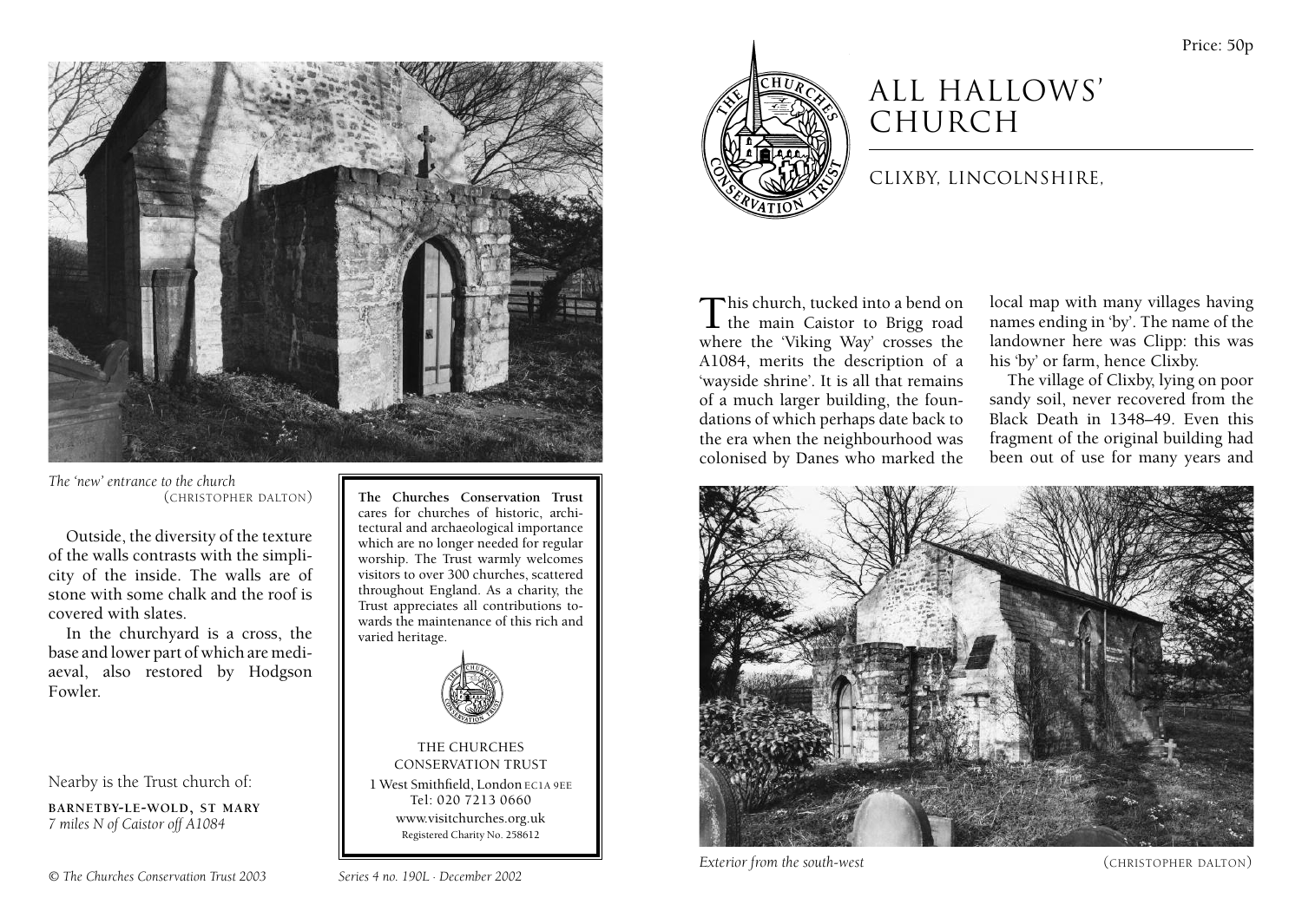Price: 50p

# ALL HALLOWS' CHURCH

## CLIXBY, LINCOLNSHIRE,

This church, tucked into a bend on the main Caistor to Brigg road where the 'Viking Way' crosses the A1084, merits the description of a 'wayside shrine'. It is all that remains of a much larger building, the foundations of which perhaps date back to the era when the neighbourhood was colonised by Danes who marked the local map with many villages having names ending in 'by'. The name of the landowner here was Clipp: this was his 'by' or farm, hence Clixby.

The village of Clixby, lying on poor sandy soil, never recovered from the Black Death in 1348–49. Even this fragment of the original building had been out of use for many years and

*Exterior from the south-west* (CHRISTOPHER DALTON)

*The 'new' entrance to the church* (CHRISTOPHER DALTON)

Outside, the diversity of the texture of the walls contrasts with the simplicity of the inside. The walls are of stone with some chalk and the roof is covered with slates.

In the churchyard is a cross, the base and lower part of which are mediaeval, also restored by Hodgson Fowler.

Nearby is the Trust church of:

**BARNETBY-LE-WOLD, ST MARY**
*7 miles N of Caistor off A1084*

**The Churches Conservation Trust** cares for churches of historic, architectural and archaeological importance which are no longer needed for regular worship. The Trust warmly welcomes visitors to over 300 churches, scattered throughout England. As a charity, the Trust appreciates all contributions towards the maintenance of this rich and varied heritage.

THE CHURCHES CONSERVATION TRUST
1 West Smithfield, London EC1A 9EE
Tel: 020 7213 0660
www.visitchurches.org.uk
Registered Charity No. 258612

*© The Churches Conservation Trust 2003*

*Series 4 no. 190L · December 2002*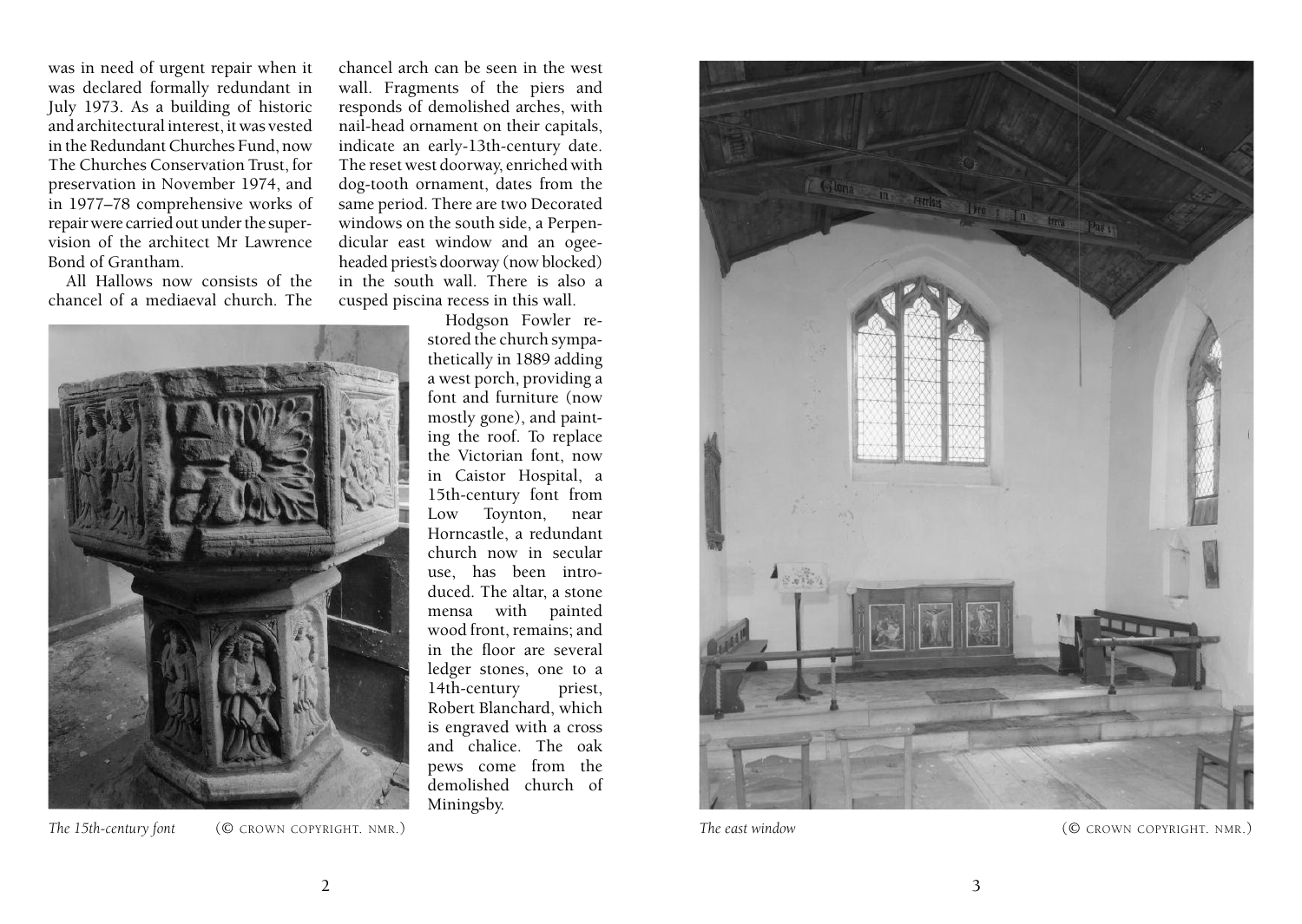was in need of urgent repair when it was declared formally redundant in July 1973. As a building of historic and architectural interest, it was vested in the Redundant Churches Fund, now The Churches Conservation Trust, for preservation in November 1974, and in 1977–78 comprehensive works of repair were carried out under the supervision of the architect Mr Lawrence Bond of Grantham.

All Hallows now consists of the chancel of a mediaeval church. The chancel arch can be seen in the west wall. Fragments of the piers and responds of demolished arches, with nail-head ornament on their capitals, indicate an early-13th-century date. The reset west doorway, enriched with dog-tooth ornament, dates from the same period. There are two Decorated windows on the south side, a Perpendicular east window and an ogee-headed priest's doorway (now blocked) in the south wall. There is also a cusped piscina recess in this wall.

Hodgson Fowler restored the church sympathetically in 1889 adding a west porch, providing a font and furniture (now mostly gone), and painting the roof. To replace the Victorian font, now in Caistor Hospital, a 15th-century font from Low Toynton, near Horncastle, a redundant church now in secular use, has been introduced. The altar, a stone mensa with painted wood front, remains; and in the floor are several ledger stones, one to a 14th-century priest, Robert Blanchard, which is engraved with a cross and chalice. The oak pews come from the demolished church of Miningsby.

*The 15th-century font* (© CROWN COPYRIGHT. NMR.)

*The east window* (© CROWN COPYRIGHT. NMR.)